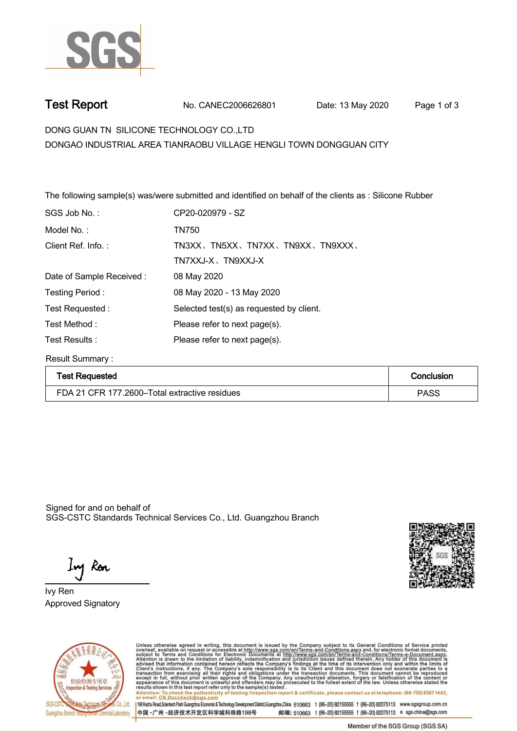SGS

# Test Report

No. CANEC2006626801 Date: 13 May 2020

DONG GUAN TN SILICONE TECHNOLOGY CO.,LTD
DONGAO INDUSTRIAL AREA TIANRAOBU VILLAGE HENGLI TOWN DONGGUAN CITY

The following sample(s) was/were submitted and identified on behalf of the clients as : Silicone Rubber

| | |
|---|---|
| SGS Job No. : | CP20-020979 - SZ |
| Model No. : | TN750 |
| Client Ref. Info. : | TN3XX、TN5XX、TN7XX、TN9XX、TN9XXX、TN7XXJ-X、TN9XXJ-X |
| Date of Sample Received : | 08 May 2020 |
| Testing Period : | 08 May 2020 - 13 May 2020 |
| Test Requested : | Selected test(s) as requested by client. |
| Test Method : | Please refer to next page(s). |
| Test Results : | Please refer to next page(s). |

Result Summary :

| Test Requested | Conclusion |
|---|---|
| FDA 21 CFR 177.2600–Total extractive residues | PASS |

Signed for and on behalf of
SGS-CSTC Standards Technical Services Co., Ltd. Guangzhou Branch

Ivy Ren
Approved Signatory

Unless otherwise agreed in writing, this document is issued by the Company subject to its General Conditions of Service printed overleaf, available on request or accessible at http://www.sgs.com/en/Terms-and-Conditions.aspx and, for electronic format documents, subject to Terms and Conditions for Electronic Documents at http://www.sgs.com/en/Terms-and-Conditions/Terms-e-Document.aspx. Attention is drawn to the limitation of liability, indemnification and jurisdiction issues defined therein. Any holder of this document is advised that information contained hereon reflects the Company's findings at the time of its intervention only and within the limits of Client's instructions, if any. The Company's sole responsibility is to its Client and this document does not exonerate parties to a transaction from exercising all their rights and obligations under the transaction documents. This document cannot be reproduced except in full, without prior written approval of the Company. Any unauthorized alteration, forgery or falsification of the content or appearance of this document is unlawful and offenders may be prosecuted to the fullest extent of the law. Unless otherwise stated the results shown in this test report refer only to the sample(s) tested.
Attention: To check the authenticity of testing /inspection report & certificate, please contact us at telephone: (86-755) 8307 1443, or email: CN.Doccheck@sgs.com

SGS-CSTC Standards Technical Services Co., Ltd. Guangzhou Branch Testing Center Chemical Laboratory | 198 Kezhu Road, Scientech Park Guangzhou Economic & Technology Development District, Guangzhou, China 510663 t (86-20) 82155555 f (86-20) 82075113 www.sgsgroup.com.cn
中国・广州・经济技术开发区科学城科珠路198号 邮编: 510663 t (86-20) 82155555 f (86-20) 82075113 e sgs.china@sgs.com

Member of the SGS Group (SGS SA)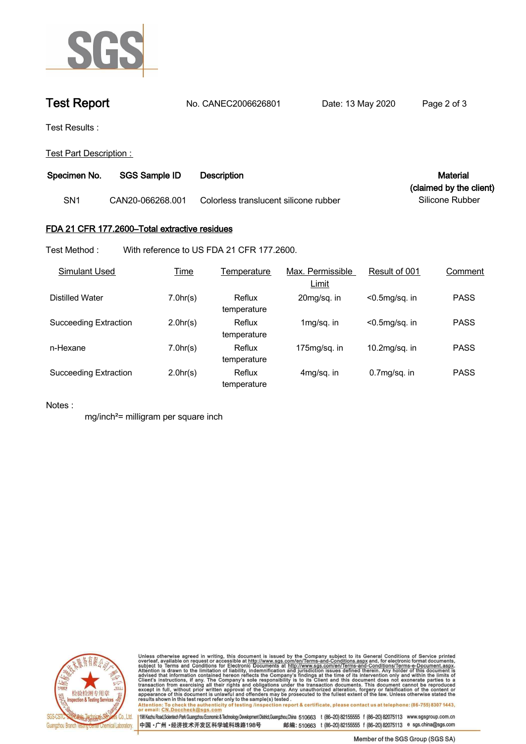# Test Report

No. CANEC2006626801 Date: 13 May 2020

Test Results :

Test Part Description :

| Specimen No. | SGS Sample ID | Description | Material (claimed by the client) |
|---|---|---|---|
| SN1 | CAN20-066268.001 | Colorless translucent silicone rubber | Silicone Rubber |

## FDA 21 CFR 177.2600–Total extractive residues

Test Method : With reference to US FDA 21 CFR 177.2600.

| Simulant Used | Time | Temperature | Max. Permissible Limit | Result of 001 | Comment |
|---|---|---|---|---|---|
| Distilled Water | 7.0hr(s) | Reflux temperature | 20mg/sq. in | <0.5mg/sq. in | PASS |
| Succeeding Extraction | 2.0hr(s) | Reflux temperature | 1mg/sq. in | <0.5mg/sq. in | PASS |
| n-Hexane | 7.0hr(s) | Reflux temperature | 175mg/sq. in | 10.2mg/sq. in | PASS |
| Succeeding Extraction | 2.0hr(s) | Reflux temperature | 4mg/sq. in | 0.7mg/sq. in | PASS |

Notes :

mg/inch$^2$= milligram per square inch

Unless otherwise agreed in writing, this document is issued by the Company subject to its General Conditions of Service printed overleaf, available on request or accessible at http://www.sgs.com/en/Terms-and-Conditions.aspx and, for electronic format documents, subject to Terms and Conditions for Electronic Documents at http://www.sgs.com/en/Terms-and-Conditions/Terms-e-Document.aspx. Attention is drawn to the limitation of liability, indemnification and jurisdiction issues defined therein. Any holder of this document is advised that information contained hereon reflects the Company's findings at the time of its intervention only and within the limits of Client's instructions, if any. The Company's sole responsibility is to its Client and this document does not exonerate parties to a transaction from exercising all their rights and obligations under the transaction documents. This document cannot be reproduced except in full, without prior written approval of the Company. Any unauthorized alteration, forgery or falsification of the content or appearance of this document is unlawful and offenders may be prosecuted to the fullest extent of the law. Unless otherwise stated the results shown in this test report refer only to the sample(s) tested.

Attention: To check the authenticity of testing /inspection report & certificate, please contact us at telephone: (86-755) 8307 1443, or email: CN.Doccheck@sgs.com

198 Kezhu Road, Scientech Park Guangzhou Economic & Technology Development District, Guangzhou, China 510663 t (86–20) 82155555 f (86–20) 82075113 www.sgsgroup.com.cn

中国 •广州 •经济技术开发区科学城科珠路198号 邮编: 510663 t (86–20) 82155555 f (86–20) 82075113 e sgs.china@sgs.com

Member of the SGS Group (SGS SA)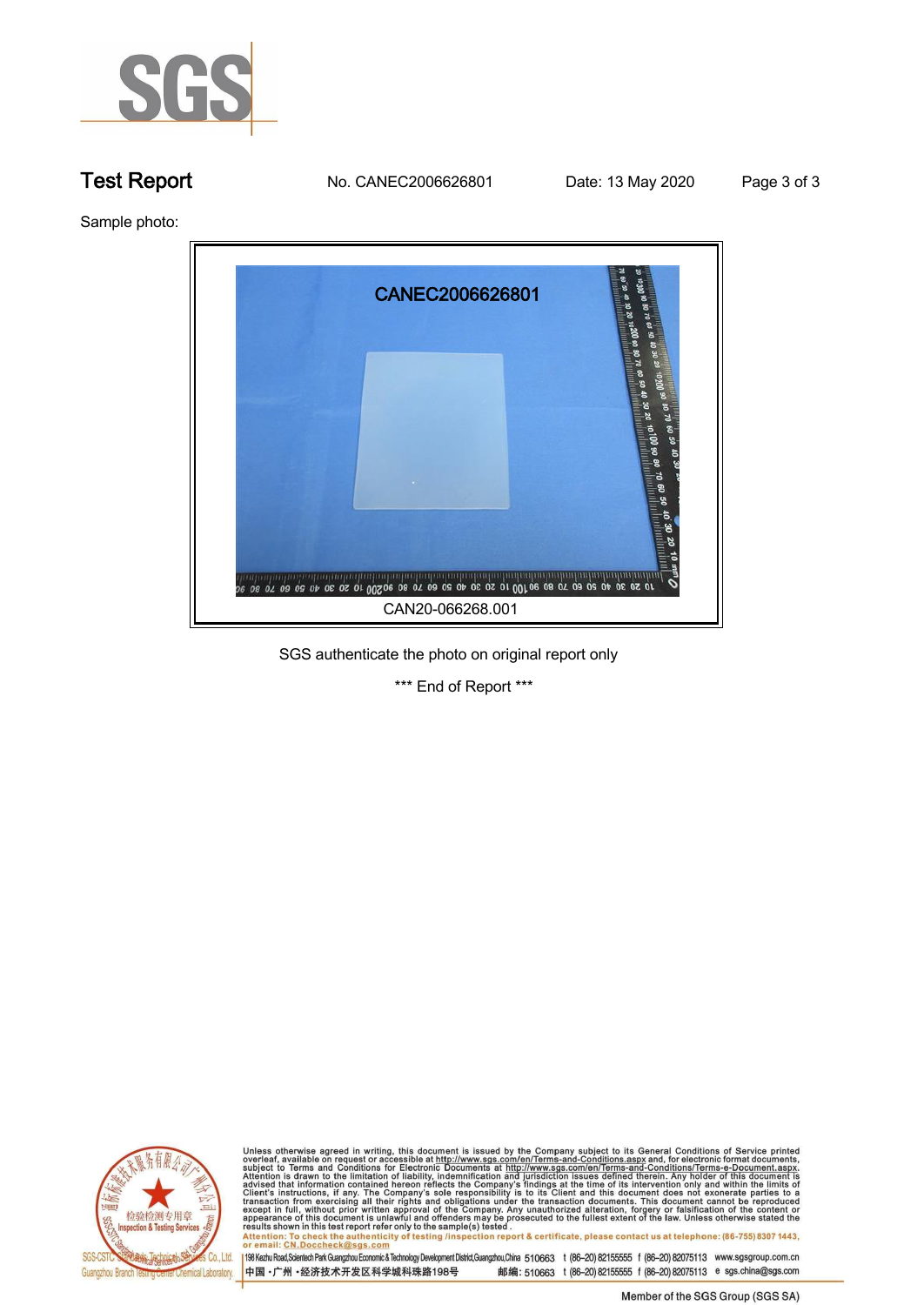**Test Report** No. CANEC2006626801 Date: 13 May 2020

Sample photo:

CANEC2006626801

CAN20-066268.001

SGS authenticate the photo on original report only

\*\*\* End of Report \*\*\*

Unless otherwise agreed in writing, this document is issued by the Company subject to its General Conditions of Service printed overleaf, available on request or accessible at http://www.sgs.com/en/Terms-and-Conditions.aspx and, for electronic format documents, subject to Terms and Conditions for Electronic Documents at http://www.sgs.com/en/Terms-and-Conditions/Terms-e-Document.aspx. Attention is drawn to the limitation of liability, indemnification and jurisdiction issues defined therein. Any holder of this document is advised that information contained hereon reflects the Company's findings at the time of its intervention only and within the limits of Client's instructions, if any. The Company's sole responsibility is to its Client and this document does not exonerate parties to a transaction from exercising all their rights and obligations under the transaction documents. This document cannot be reproduced except in full, without prior written approval of the Company. Any unauthorized alteration, forgery or falsification of the content or appearance of this document is unlawful and offenders may be prosecuted to the fullest extent of the law. Unless otherwise stated the results shown in this test report refer only to the sample(s) tested.

Attention: To check the authenticity of testing /inspection report & certificate, please contact us at telephone: (86-755) 8307 1443, or email: CN.Doccheck@sgs.com

198 Kezhu Road,Scientech Park Guangzhou Economic & Technology Development District,Guangzhou,China 510663 t (86–20) 82155555 f (86–20) 82075113 www.sgsgroup.com.cn

中国·广州·经济技术开发区科学城科珠路198号 邮编: 510663 t (86–20) 82155555 f (86–20) 82075113 e sgs.china@sgs.com

Member of the SGS Group (SGS SA)